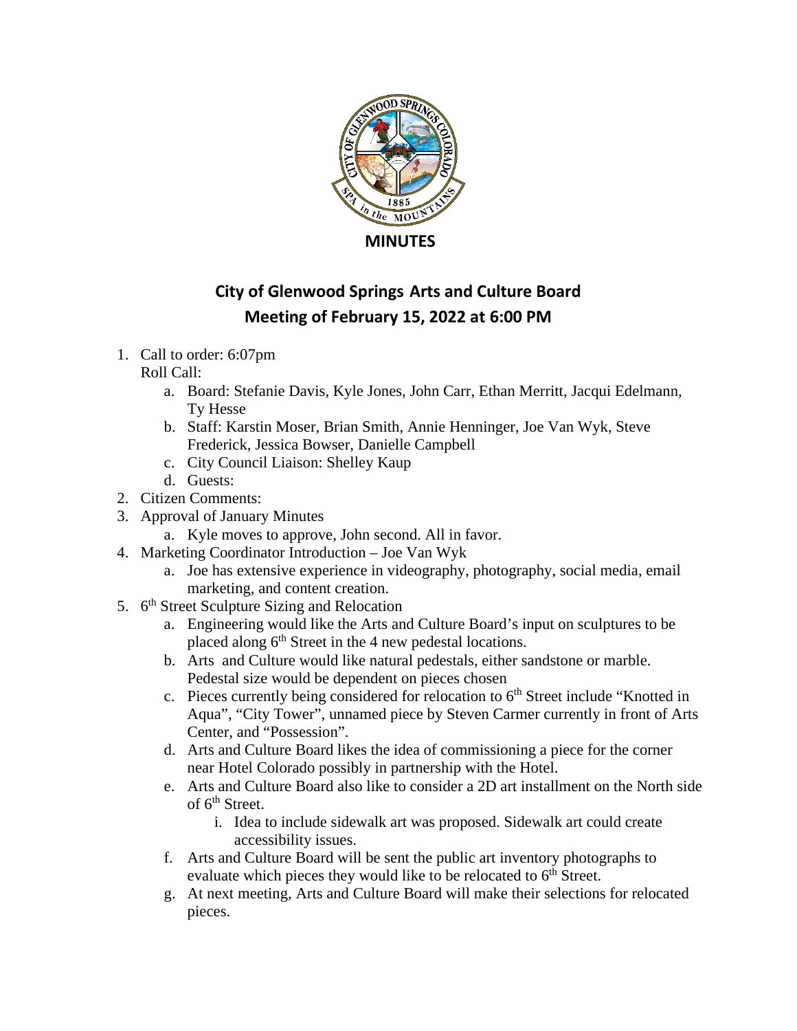# MINUTES

## City of Glenwood Springs Arts and Culture Board
## Meeting of February 15, 2022 at 6:00 PM

1. Call to order: 6:07pm
   Roll Call:
   a. Board: Stefanie Davis, Kyle Jones, John Carr, Ethan Merritt, Jacqui Edelmann, Ty Hesse
   b. Staff: Karstin Moser, Brian Smith, Annie Henninger, Joe Van Wyk, Steve Frederick, Jessica Bowser, Danielle Campbell
   c. City Council Liaison: Shelley Kaup
   d. Guests:
2. Citizen Comments:
3. Approval of January Minutes
   a. Kyle moves to approve, John second. All in favor.
4. Marketing Coordinator Introduction – Joe Van Wyk
   a. Joe has extensive experience in videography, photography, social media, email marketing, and content creation.
5. 6th Street Sculpture Sizing and Relocation
   a. Engineering would like the Arts and Culture Board's input on sculptures to be placed along 6th Street in the 4 new pedestal locations.
   b. Arts and Culture would like natural pedestals, either sandstone or marble. Pedestal size would be dependent on pieces chosen
   c. Pieces currently being considered for relocation to 6th Street include "Knotted in Aqua", "City Tower", unnamed piece by Steven Carmer currently in front of Arts Center, and "Possession".
   d. Arts and Culture Board likes the idea of commissioning a piece for the corner near Hotel Colorado possibly in partnership with the Hotel.
   e. Arts and Culture Board also like to consider a 2D art installment on the North side of 6th Street.
      i. Idea to include sidewalk art was proposed. Sidewalk art could create accessibility issues.
   f. Arts and Culture Board will be sent the public art inventory photographs to evaluate which pieces they would like to be relocated to 6th Street.
   g. At next meeting, Arts and Culture Board will make their selections for relocated pieces.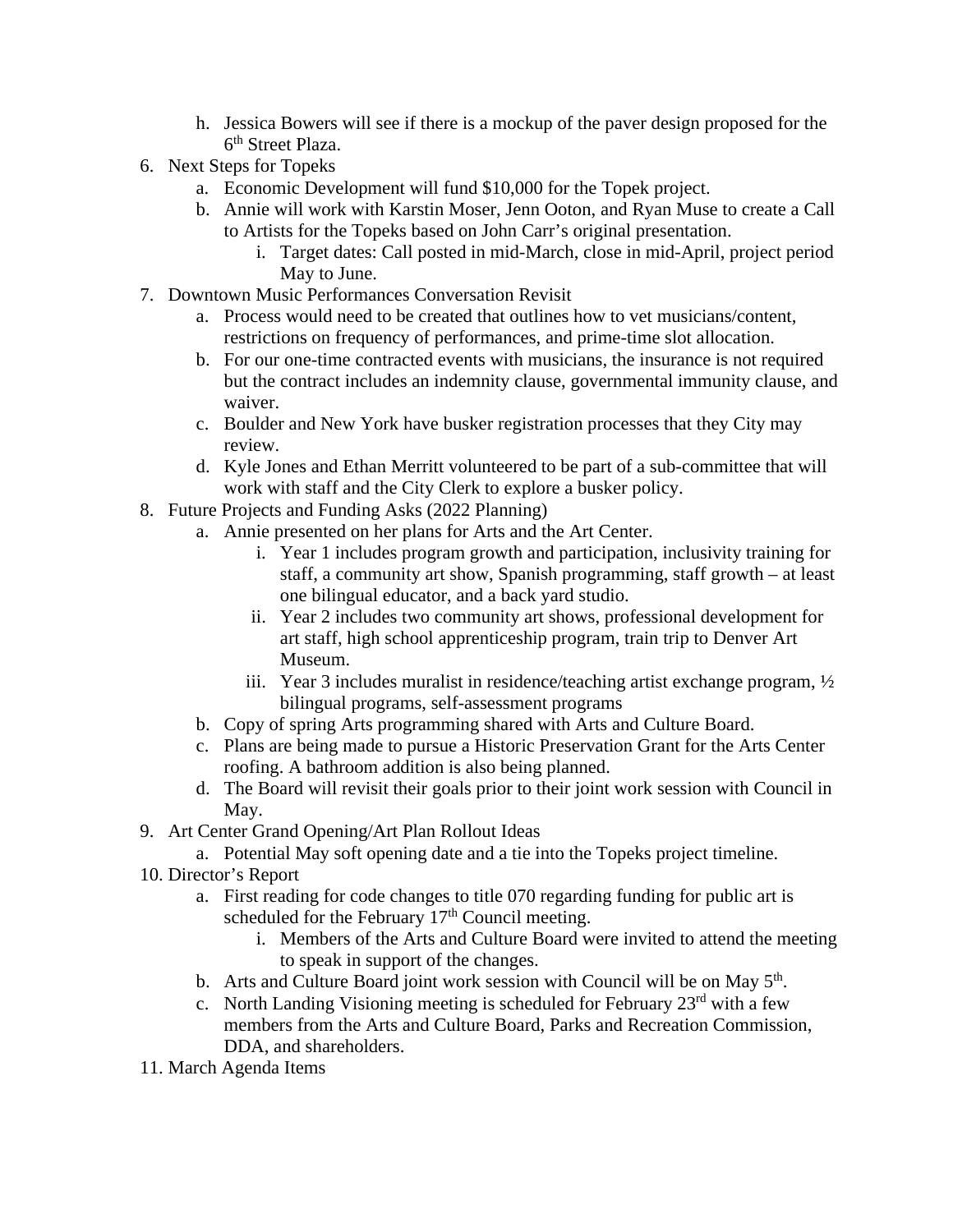h. Jessica Bowers will see if there is a mockup of the paver design proposed for the 6th Street Plaza.

6. Next Steps for Topeks
   a. Economic Development will fund $10,000 for the Topek project.
   b. Annie will work with Karstin Moser, Jenn Ooton, and Ryan Muse to create a Call to Artists for the Topeks based on John Carr's original presentation.
      i. Target dates: Call posted in mid-March, close in mid-April, project period May to June.
7. Downtown Music Performances Conversation Revisit
   a. Process would need to be created that outlines how to vet musicians/content, restrictions on frequency of performances, and prime-time slot allocation.
   b. For our one-time contracted events with musicians, the insurance is not required but the contract includes an indemnity clause, governmental immunity clause, and waiver.
   c. Boulder and New York have busker registration processes that they City may review.
   d. Kyle Jones and Ethan Merritt volunteered to be part of a sub-committee that will work with staff and the City Clerk to explore a busker policy.
8. Future Projects and Funding Asks (2022 Planning)
   a. Annie presented on her plans for Arts and the Art Center.
      i. Year 1 includes program growth and participation, inclusivity training for staff, a community art show, Spanish programming, staff growth – at least one bilingual educator, and a back yard studio.
      ii. Year 2 includes two community art shows, professional development for art staff, high school apprenticeship program, train trip to Denver Art Museum.
      iii. Year 3 includes muralist in residence/teaching artist exchange program, ½ bilingual programs, self-assessment programs
   b. Copy of spring Arts programming shared with Arts and Culture Board.
   c. Plans are being made to pursue a Historic Preservation Grant for the Arts Center roofing. A bathroom addition is also being planned.
   d. The Board will revisit their goals prior to their joint work session with Council in May.
9. Art Center Grand Opening/Art Plan Rollout Ideas
   a. Potential May soft opening date and a tie into the Topeks project timeline.
10. Director's Report
    a. First reading for code changes to title 070 regarding funding for public art is scheduled for the February 17th Council meeting.
       i. Members of the Arts and Culture Board were invited to attend the meeting to speak in support of the changes.
    b. Arts and Culture Board joint work session with Council will be on May 5th.
    c. North Landing Visioning meeting is scheduled for February 23rd with a few members from the Arts and Culture Board, Parks and Recreation Commission, DDA, and shareholders.
11. March Agenda Items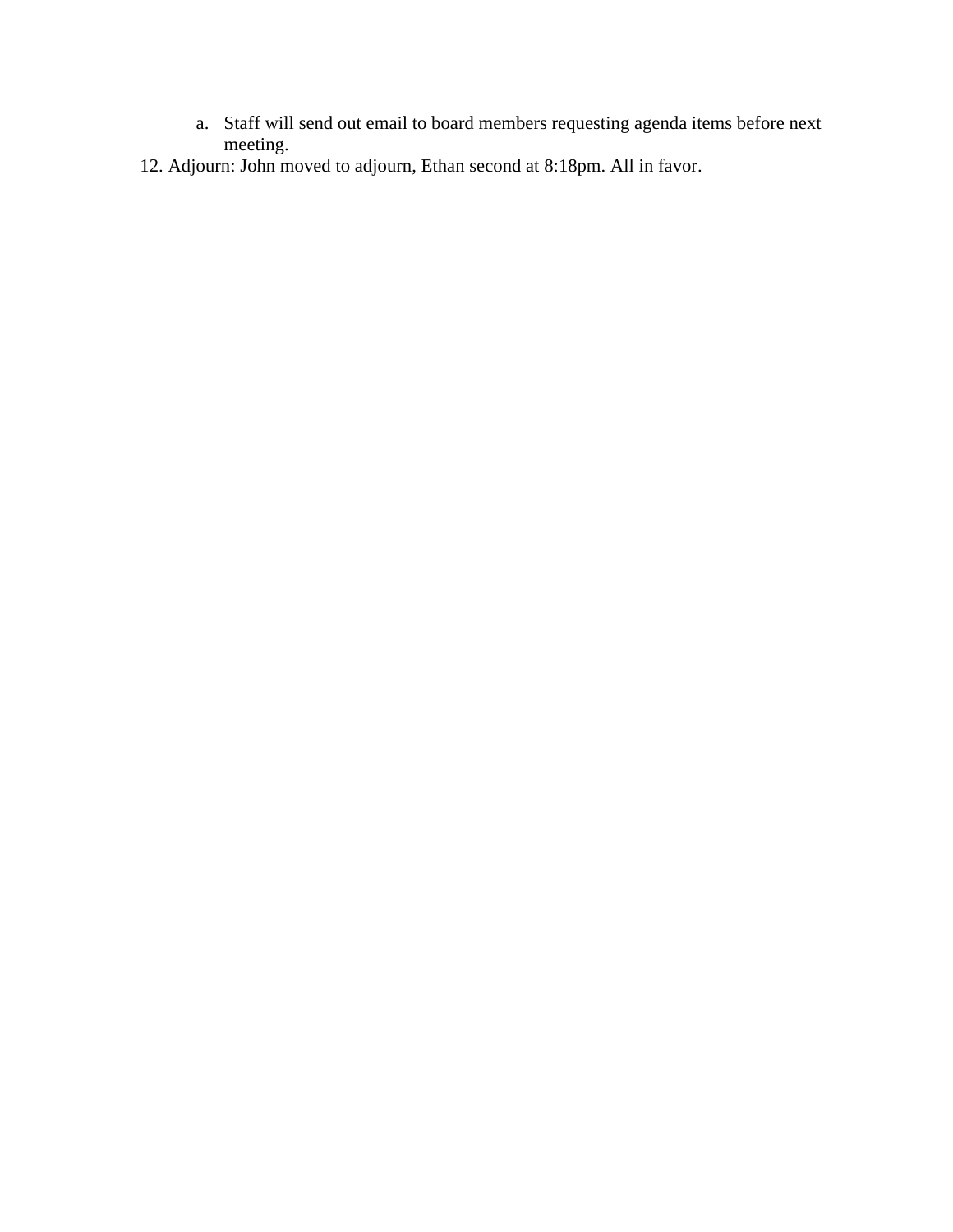a. Staff will send out email to board members requesting agenda items before next meeting.

12. Adjourn: John moved to adjourn, Ethan second at 8:18pm. All in favor.